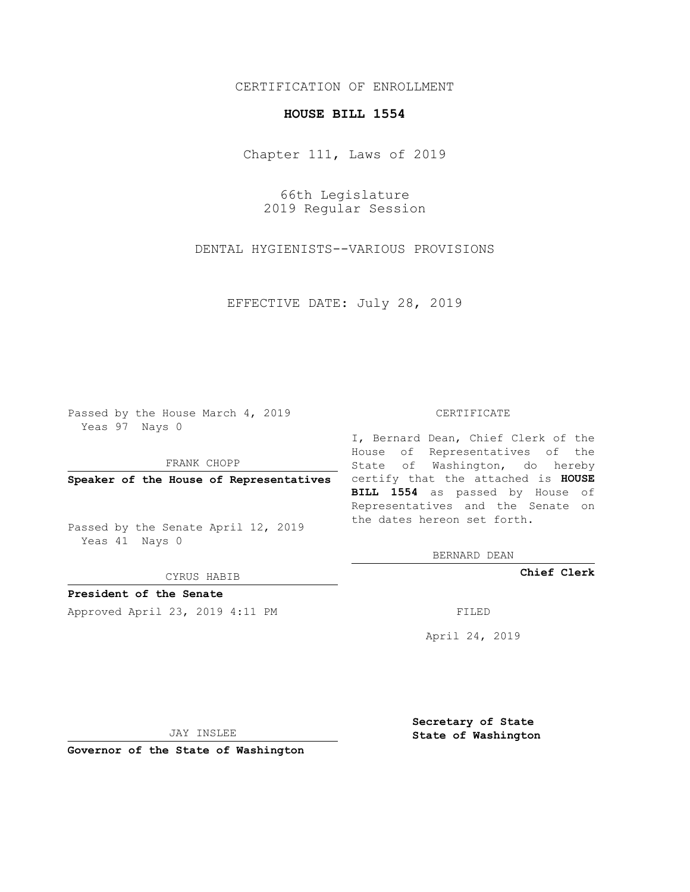CERTIFICATION OF ENROLLMENT

**HOUSE BILL 1554**

Chapter 111, Laws of 2019

66th Legislature
2019 Regular Session

DENTAL HYGIENISTS--VARIOUS PROVISIONS

EFFECTIVE DATE: July 28, 2019

Passed by the House March 4, 2019
Yeas 97 Nays 0

FRANK CHOPP

**Speaker of the House of Representatives**

Passed by the Senate April 12, 2019
Yeas 41 Nays 0

CYRUS HABIB

**President of the Senate**

Approved April 23, 2019 4:11 PM

JAY INSLEE

**Governor of the State of Washington**

CERTIFICATE

I, Bernard Dean, Chief Clerk of the House of Representatives of the State of Washington, do hereby certify that the attached is **HOUSE BILL 1554** as passed by House of Representatives and the Senate on the dates hereon set forth.

BERNARD DEAN

**Chief Clerk**

FILED

April 24, 2019

**Secretary of State**
**State of Washington**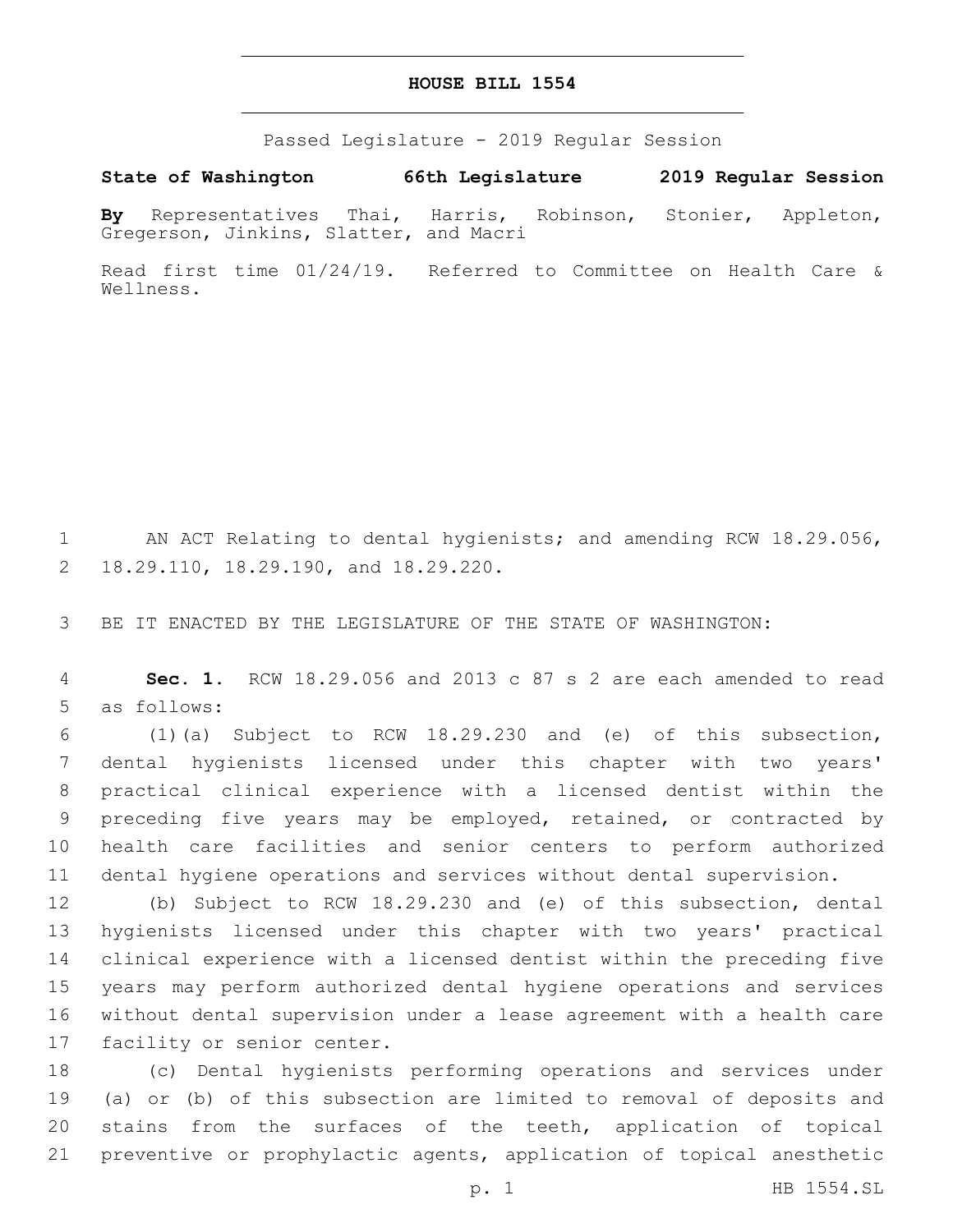# HOUSE BILL 1554

Passed Legislature - 2019 Regular Session

**State of Washington 66th Legislature 2019 Regular Session**

**By** Representatives Thai, Harris, Robinson, Stonier, Appleton, Gregerson, Jinkins, Slatter, and Macri

Read first time 01/24/19. Referred to Committee on Health Care & Wellness.

AN ACT Relating to dental hygienists; and amending RCW 18.29.056, 18.29.110, 18.29.190, and 18.29.220.

BE IT ENACTED BY THE LEGISLATURE OF THE STATE OF WASHINGTON:

**Sec. 1.** RCW 18.29.056 and 2013 c 87 s 2 are each amended to read as follows:

(1)(a) Subject to RCW 18.29.230 and (e) of this subsection, dental hygienists licensed under this chapter with two years' practical clinical experience with a licensed dentist within the preceding five years may be employed, retained, or contracted by health care facilities and senior centers to perform authorized dental hygiene operations and services without dental supervision.

(b) Subject to RCW 18.29.230 and (e) of this subsection, dental hygienists licensed under this chapter with two years' practical clinical experience with a licensed dentist within the preceding five years may perform authorized dental hygiene operations and services without dental supervision under a lease agreement with a health care facility or senior center.

(c) Dental hygienists performing operations and services under (a) or (b) of this subsection are limited to removal of deposits and stains from the surfaces of the teeth, application of topical preventive or prophylactic agents, application of topical anesthetic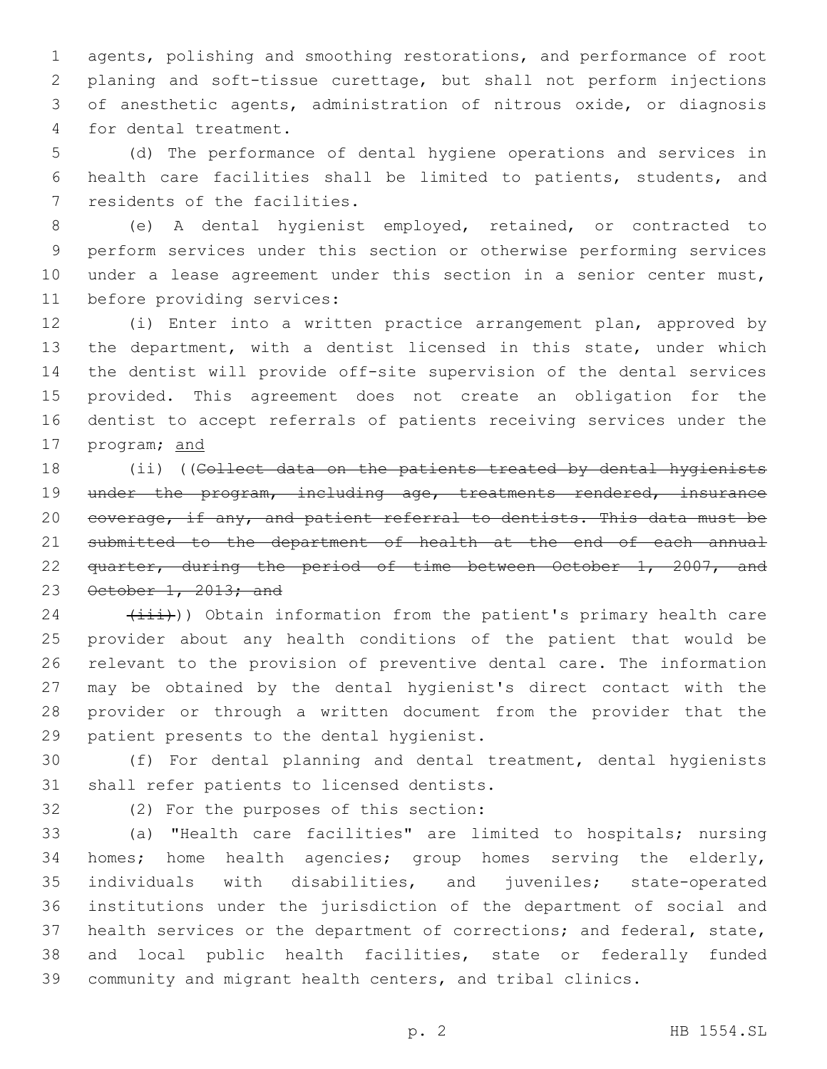agents, polishing and smoothing restorations, and performance of root planing and soft-tissue curettage, but shall not perform injections of anesthetic agents, administration of nitrous oxide, or diagnosis for dental treatment.

(d) The performance of dental hygiene operations and services in health care facilities shall be limited to patients, students, and residents of the facilities.

(e) A dental hygienist employed, retained, or contracted to perform services under this section or otherwise performing services under a lease agreement under this section in a senior center must, before providing services:

(i) Enter into a written practice arrangement plan, approved by the department, with a dentist licensed in this state, under which the dentist will provide off-site supervision of the dental services provided. This agreement does not create an obligation for the dentist to accept referrals of patients receiving services under the program; and

(ii) ((~~Collect data on the patients treated by dental hygienists under the program, including age, treatments rendered, insurance coverage, if any, and patient referral to dentists. This data must be submitted to the department of health at the end of each annual quarter, during the period of time between October 1, 2007, and October 1, 2013; and~~

~~(iii)~~)) Obtain information from the patient's primary health care provider about any health conditions of the patient that would be relevant to the provision of preventive dental care. The information may be obtained by the dental hygienist's direct contact with the provider or through a written document from the provider that the patient presents to the dental hygienist.

(f) For dental planning and dental treatment, dental hygienists shall refer patients to licensed dentists.

(2) For the purposes of this section:

(a) "Health care facilities" are limited to hospitals; nursing homes; home health agencies; group homes serving the elderly, individuals with disabilities, and juveniles; state-operated institutions under the jurisdiction of the department of social and health services or the department of corrections; and federal, state, and local public health facilities, state or federally funded community and migrant health centers, and tribal clinics.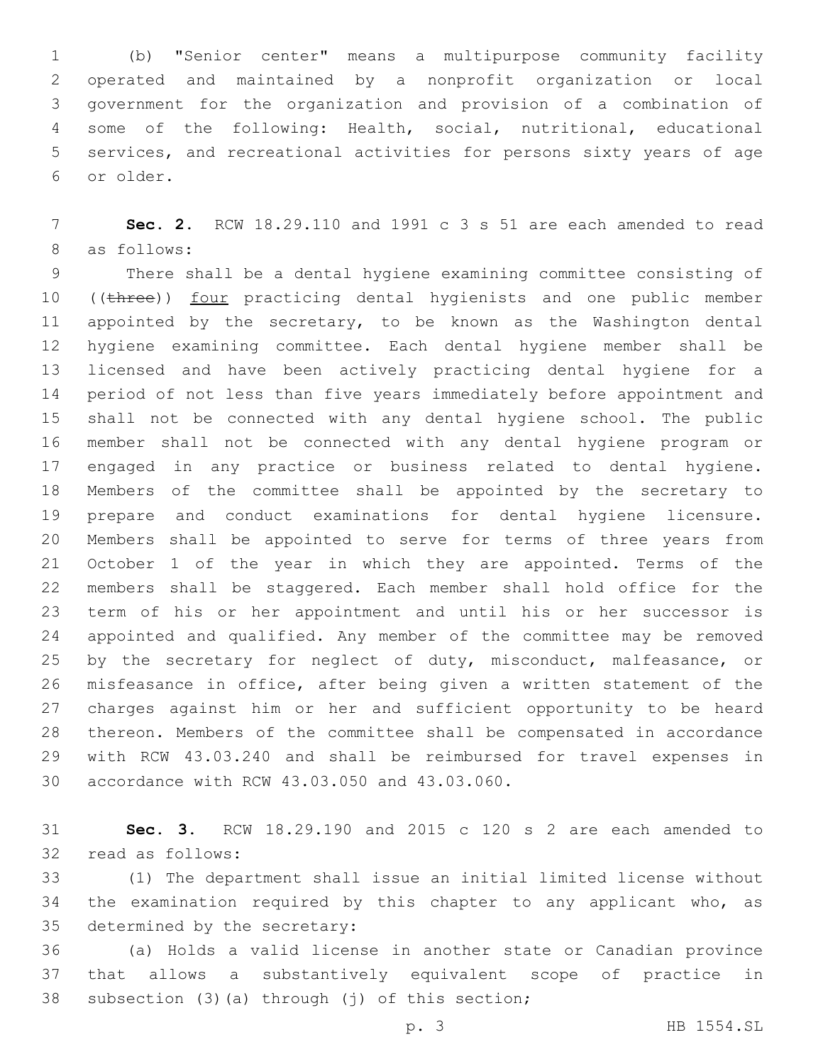(b) "Senior center" means a multipurpose community facility operated and maintained by a nonprofit organization or local government for the organization and provision of a combination of some of the following: Health, social, nutritional, educational services, and recreational activities for persons sixty years of age or older.

**Sec. 2.** RCW 18.29.110 and 1991 c 3 s 51 are each amended to read as follows:

There shall be a dental hygiene examining committee consisting of ((~~three~~)) <u>four</u> practicing dental hygienists and one public member appointed by the secretary, to be known as the Washington dental hygiene examining committee. Each dental hygiene member shall be licensed and have been actively practicing dental hygiene for a period of not less than five years immediately before appointment and shall not be connected with any dental hygiene school. The public member shall not be connected with any dental hygiene program or engaged in any practice or business related to dental hygiene. Members of the committee shall be appointed by the secretary to prepare and conduct examinations for dental hygiene licensure. Members shall be appointed to serve for terms of three years from October 1 of the year in which they are appointed. Terms of the members shall be staggered. Each member shall hold office for the term of his or her appointment and until his or her successor is appointed and qualified. Any member of the committee may be removed by the secretary for neglect of duty, misconduct, malfeasance, or misfeasance in office, after being given a written statement of the charges against him or her and sufficient opportunity to be heard thereon. Members of the committee shall be compensated in accordance with RCW 43.03.240 and shall be reimbursed for travel expenses in accordance with RCW 43.03.050 and 43.03.060.

**Sec. 3.** RCW 18.29.190 and 2015 c 120 s 2 are each amended to read as follows:

(1) The department shall issue an initial limited license without the examination required by this chapter to any applicant who, as determined by the secretary:

(a) Holds a valid license in another state or Canadian province that allows a substantively equivalent scope of practice in subsection (3)(a) through (j) of this section;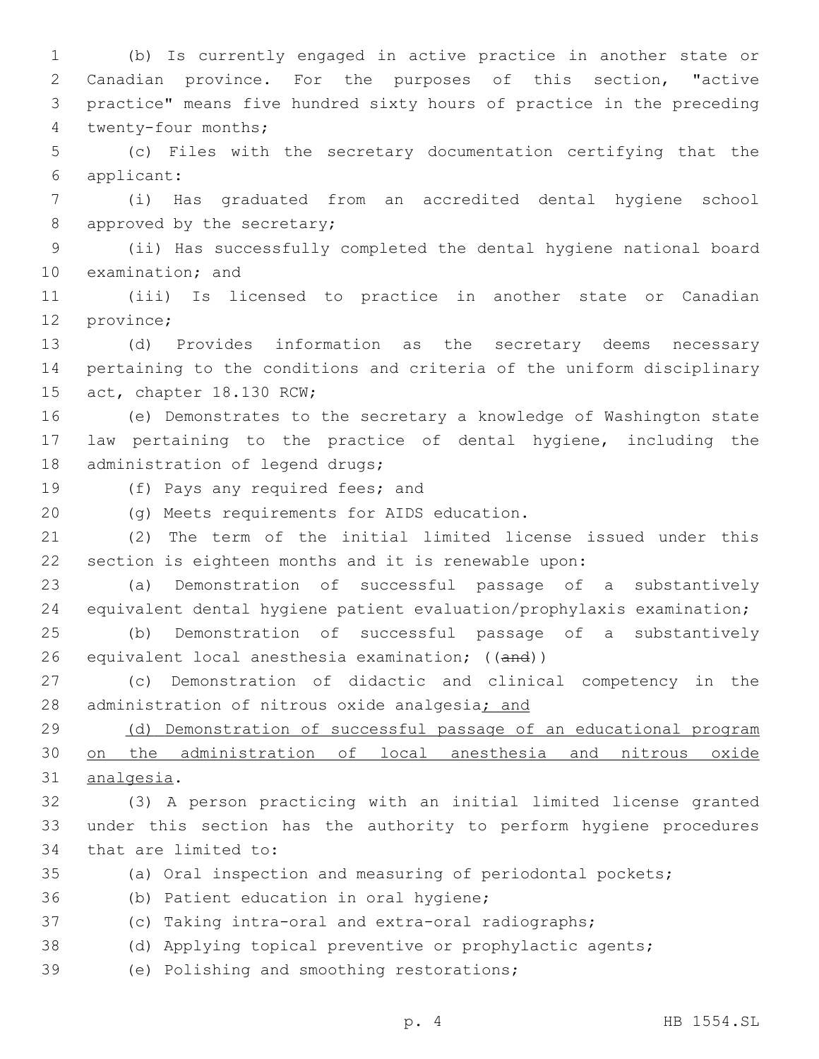(b) Is currently engaged in active practice in another state or Canadian province. For the purposes of this section, "active practice" means five hundred sixty hours of practice in the preceding twenty-four months;

(c) Files with the secretary documentation certifying that the applicant:

(i) Has graduated from an accredited dental hygiene school approved by the secretary;

(ii) Has successfully completed the dental hygiene national board examination; and

(iii) Is licensed to practice in another state or Canadian province;

(d) Provides information as the secretary deems necessary pertaining to the conditions and criteria of the uniform disciplinary act, chapter 18.130 RCW;

(e) Demonstrates to the secretary a knowledge of Washington state law pertaining to the practice of dental hygiene, including the administration of legend drugs;

(f) Pays any required fees; and

(g) Meets requirements for AIDS education.

(2) The term of the initial limited license issued under this section is eighteen months and it is renewable upon:

(a) Demonstration of successful passage of a substantively equivalent dental hygiene patient evaluation/prophylaxis examination;

(b) Demonstration of successful passage of a substantively equivalent local anesthesia examination; ((~~and~~))

(c) Demonstration of didactic and clinical competency in the administration of nitrous oxide analgesia<u>; and</u>

<u>(d) Demonstration of successful passage of an educational program on the administration of local anesthesia and nitrous oxide analgesia</u>.

(3) A person practicing with an initial limited license granted under this section has the authority to perform hygiene procedures that are limited to:

(a) Oral inspection and measuring of periodontal pockets;

(b) Patient education in oral hygiene;

(c) Taking intra-oral and extra-oral radiographs;

(d) Applying topical preventive or prophylactic agents;

(e) Polishing and smoothing restorations;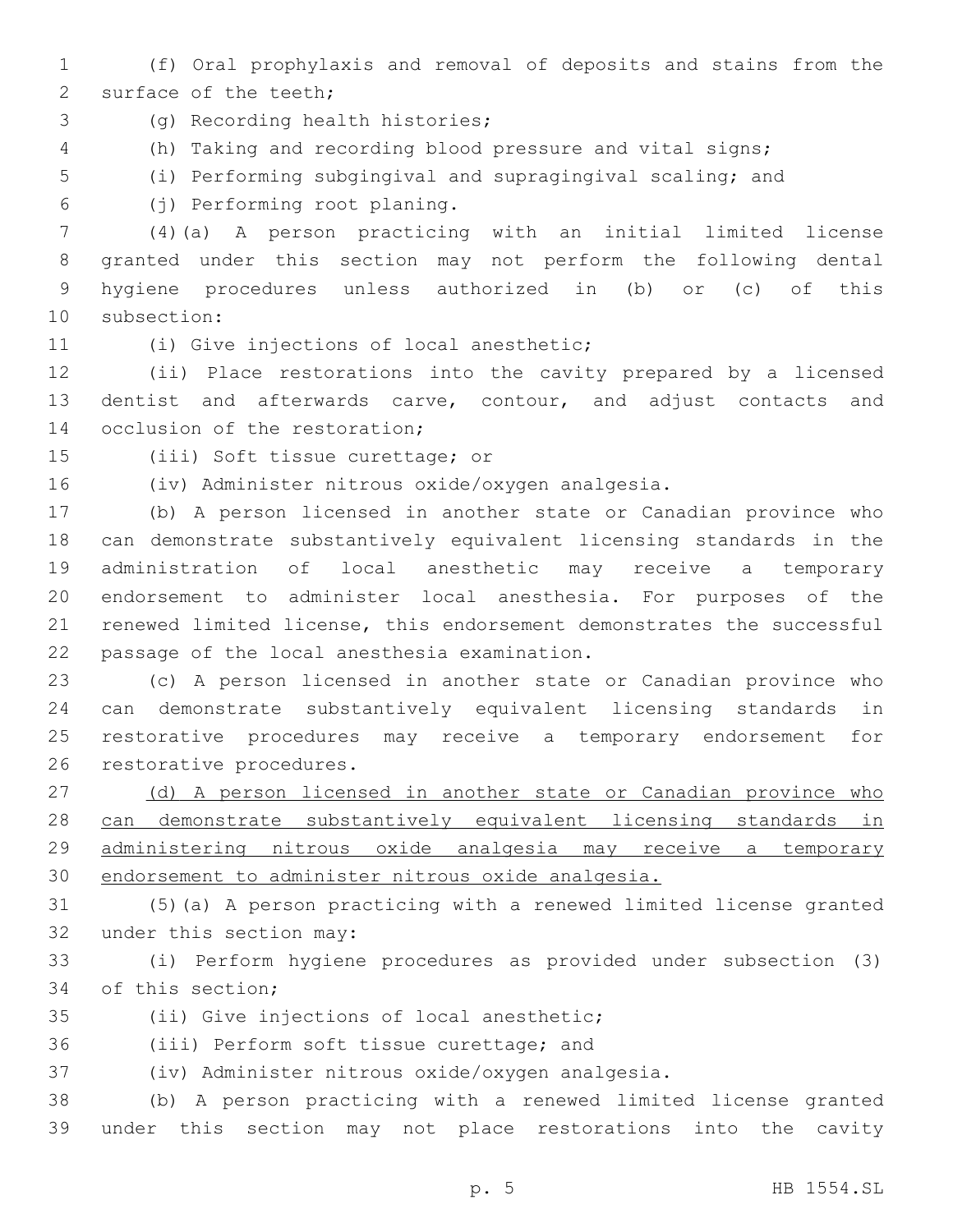(f) Oral prophylaxis and removal of deposits and stains from the surface of the teeth;

(g) Recording health histories;

(h) Taking and recording blood pressure and vital signs;

(i) Performing subgingival and supragingival scaling; and

(j) Performing root planing.

(4)(a) A person practicing with an initial limited license granted under this section may not perform the following dental hygiene procedures unless authorized in (b) or (c) of this subsection:

(i) Give injections of local anesthetic;

(ii) Place restorations into the cavity prepared by a licensed dentist and afterwards carve, contour, and adjust contacts and occlusion of the restoration;

(iii) Soft tissue curettage; or

(iv) Administer nitrous oxide/oxygen analgesia.

(b) A person licensed in another state or Canadian province who can demonstrate substantively equivalent licensing standards in the administration of local anesthetic may receive a temporary endorsement to administer local anesthesia. For purposes of the renewed limited license, this endorsement demonstrates the successful passage of the local anesthesia examination.

(c) A person licensed in another state or Canadian province who can demonstrate substantively equivalent licensing standards in restorative procedures may receive a temporary endorsement for restorative procedures.

<u>(d) A person licensed in another state or Canadian province who can demonstrate substantively equivalent licensing standards in administering nitrous oxide analgesia may receive a temporary endorsement to administer nitrous oxide analgesia.</u>

(5)(a) A person practicing with a renewed limited license granted under this section may:

(i) Perform hygiene procedures as provided under subsection (3) of this section;

(ii) Give injections of local anesthetic;

(iii) Perform soft tissue curettage; and

(iv) Administer nitrous oxide/oxygen analgesia.

(b) A person practicing with a renewed limited license granted under this section may not place restorations into the cavity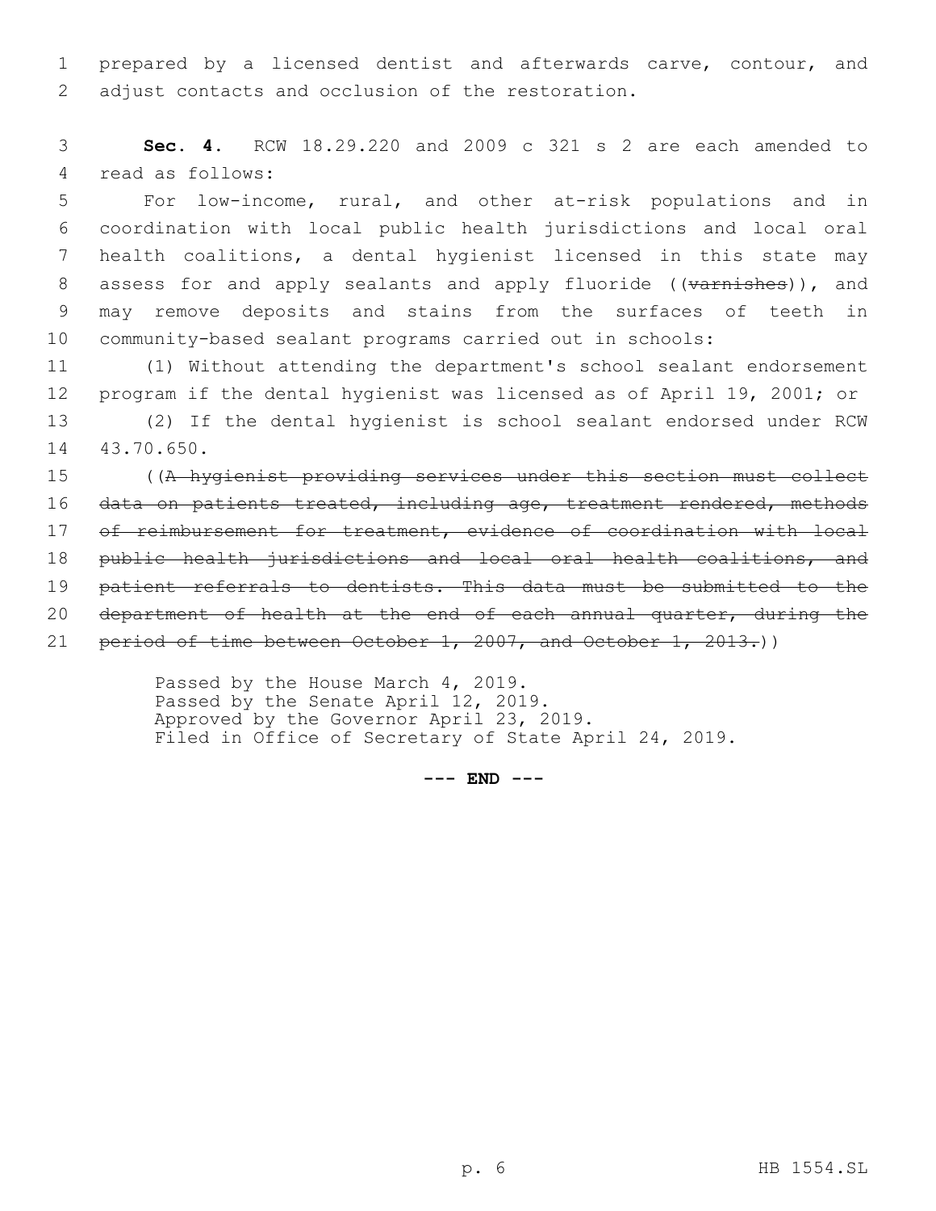prepared by a licensed dentist and afterwards carve, contour, and adjust contacts and occlusion of the restoration.

**Sec. 4.** RCW 18.29.220 and 2009 c 321 s 2 are each amended to read as follows:

For low-income, rural, and other at-risk populations and in coordination with local public health jurisdictions and local oral health coalitions, a dental hygienist licensed in this state may assess for and apply sealants and apply fluoride ((~~varnishes~~)), and may remove deposits and stains from the surfaces of teeth in community-based sealant programs carried out in schools:

(1) Without attending the department's school sealant endorsement program if the dental hygienist was licensed as of April 19, 2001; or

(2) If the dental hygienist is school sealant endorsed under RCW 43.70.650.

((~~A hygienist providing services under this section must collect data on patients treated, including age, treatment rendered, methods of reimbursement for treatment, evidence of coordination with local public health jurisdictions and local oral health coalitions, and patient referrals to dentists. This data must be submitted to the department of health at the end of each annual quarter, during the period of time between October 1, 2007, and October 1, 2013.~~))

Passed by the House March 4, 2019.
Passed by the Senate April 12, 2019.
Approved by the Governor April 23, 2019.
Filed in Office of Secretary of State April 24, 2019.

--- END ---